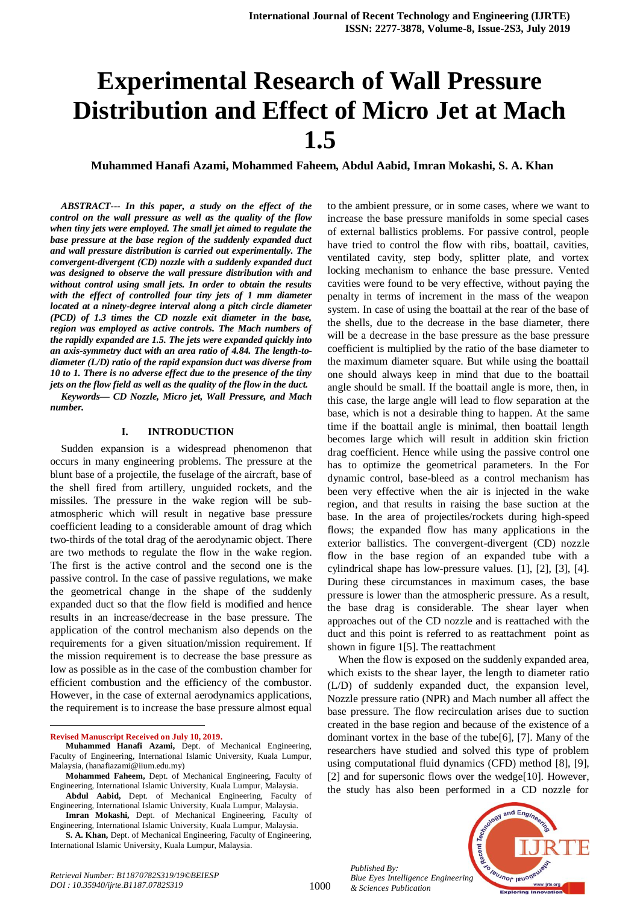# Experimental Research of Wall Pressure Distribution and Effect of Micro Jet at Mach 1.5

**Muhammed Hanafi Azami, Mohammed Faheem, Abdul Aabid, Imran Mokashi, S. A. Khan**

***ABSTRACT--- In this paper, a study on the effect of the control on the wall pressure as well as the quality of the flow when tiny jets were employed. The small jet aimed to regulate the base pressure at the base region of the suddenly expanded duct and wall pressure distribution is carried out experimentally. The convergent-divergent (CD) nozzle with a suddenly expanded duct was designed to observe the wall pressure distribution with and without control using small jets. In order to obtain the results with the effect of controlled four tiny jets of 1 mm diameter located at a ninety-degree interval along a pitch circle diameter (PCD) of 1.3 times the CD nozzle exit diameter in the base, region was employed as active controls. The Mach numbers of the rapidly expanded are 1.5. The jets were expanded quickly into an axis-symmetry duct with an area ratio of 4.84. The length-to-diameter (L/D) ratio of the rapid expansion duct was diverse from 10 to 1. There is no adverse effect due to the presence of the tiny jets on the flow field as well as the quality of the flow in the duct.***

***Keywords— CD Nozzle, Micro jet, Wall Pressure, and Mach number.***

## I. INTRODUCTION

Sudden expansion is a widespread phenomenon that occurs in many engineering problems. The pressure at the blunt base of a projectile, the fuselage of the aircraft, base of the shell fired from artillery, unguided rockets, and the missiles. The pressure in the wake region will be sub-atmospheric which will result in negative base pressure coefficient leading to a considerable amount of drag which two-thirds of the total drag of the aerodynamic object. There are two methods to regulate the flow in the wake region. The first is the active control and the second one is the passive control. In the case of passive regulations, we make the geometrical change in the shape of the suddenly expanded duct so that the flow field is modified and hence results in an increase/decrease in the base pressure. The application of the control mechanism also depends on the requirements for a given situation/mission requirement. If the mission requirement is to decrease the base pressure as low as possible as in the case of the combustion chamber for efficient combustion and the efficiency of the combustor. However, in the case of external aerodynamics applications, the requirement is to increase the base pressure almost equal to the ambient pressure, or in some cases, where we want to increase the base pressure manifolds in some special cases of external ballistics problems. For passive control, people have tried to control the flow with ribs, boattail, cavities, ventilated cavity, step body, splitter plate, and vortex locking mechanism to enhance the base pressure. Vented cavities were found to be very effective, without paying the penalty in terms of increment in the mass of the weapon system. In case of using the boattail at the rear of the base of the shells, due to the decrease in the base diameter, there will be a decrease in the base pressure as the base pressure coefficient is multiplied by the ratio of the base diameter to the maximum diameter square. But while using the boattail one should always keep in mind that due to the boattail angle should be small. If the boattail angle is more, then, in this case, the large angle will lead to flow separation at the base, which is not a desirable thing to happen. At the same time if the boattail angle is minimal, then boattail length becomes large which will result in addition skin friction drag coefficient. Hence while using the passive control one has to optimize the geometrical parameters. In the For dynamic control, base-bleed as a control mechanism has been very effective when the air is injected in the wake region, and that results in raising the base suction at the base. In the area of projectiles/rockets during high-speed flows; the expanded flow has many applications in the exterior ballistics. The convergent-divergent (CD) nozzle flow in the base region of an expanded tube with a cylindrical shape has low-pressure values. [1], [2], [3], [4]. During these circumstances in maximum cases, the base pressure is lower than the atmospheric pressure. As a result, the base drag is considerable. The shear layer when approaches out of the CD nozzle and is reattached with the duct and this point is referred to as reattachment point as shown in figure 1[5]. The reattachment

When the flow is exposed on the suddenly expanded area, which exists to the shear layer, the length to diameter ratio (L/D) of suddenly expanded duct, the expansion level, Nozzle pressure ratio (NPR) and Mach number all affect the base pressure. The flow recirculation arises due to suction created in the base region and because of the existence of a dominant vortex in the base of the tube[6], [7]. Many of the researchers have studied and solved this type of problem using computational fluid dynamics (CFD) method [8], [9], [2] and for supersonic flows over the wedge[10]. However, the study has also been performed in a CD nozzle for

---

**Revised Manuscript Received on July 10, 2019.**

**Muhammed Hanafi Azami,** Dept. of Mechanical Engineering, Faculty of Engineering, International Islamic University, Kuala Lumpur, Malaysia, (hanafiazami@iium.edu.my)

**Mohammed Faheem,** Dept. of Mechanical Engineering, Faculty of Engineering, International Islamic University, Kuala Lumpur, Malaysia.

**Abdul Aabid,** Dept. of Mechanical Engineering, Faculty of Engineering, International Islamic University, Kuala Lumpur, Malaysia.

**Imran Mokashi,** Dept. of Mechanical Engineering, Faculty of Engineering, International Islamic University, Kuala Lumpur, Malaysia.

**S. A. Khan,** Dept. of Mechanical Engineering, Faculty of Engineering, International Islamic University, Kuala Lumpur, Malaysia.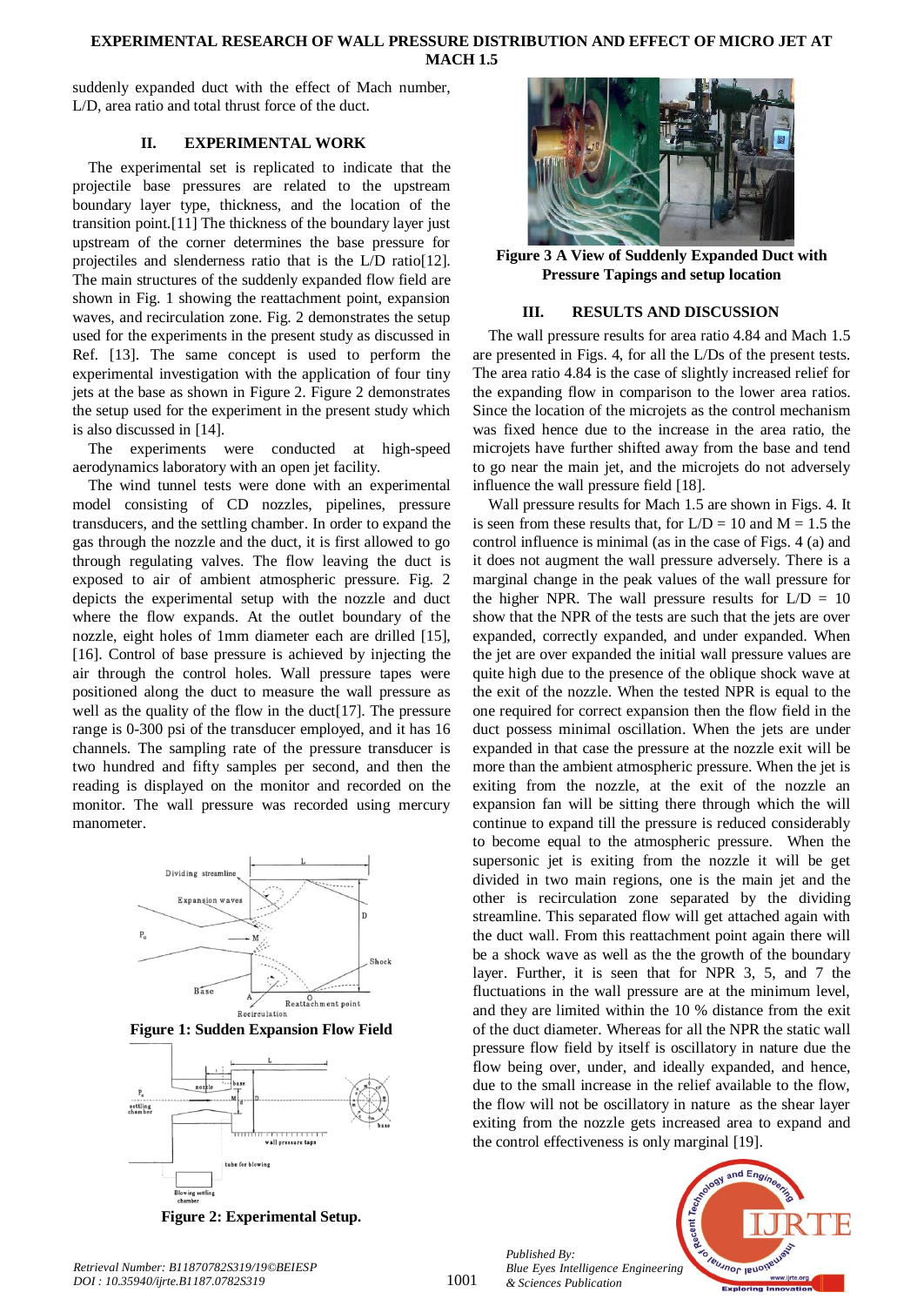suddenly expanded duct with the effect of Mach number, L/D, area ratio and total thrust force of the duct.

## II. EXPERIMENTAL WORK

The experimental set is replicated to indicate that the projectile base pressures are related to the upstream boundary layer type, thickness, and the location of the transition point.[11] The thickness of the boundary layer just upstream of the corner determines the base pressure for projectiles and slenderness ratio that is the L/D ratio[12]. The main structures of the suddenly expanded flow field are shown in Fig. 1 showing the reattachment point, expansion waves, and recirculation zone. Fig. 2 demonstrates the setup used for the experiments in the present study as discussed in Ref. [13]. The same concept is used to perform the experimental investigation with the application of four tiny jets at the base as shown in Figure 2. Figure 2 demonstrates the setup used for the experiment in the present study which is also discussed in [14].

The experiments were conducted at high-speed aerodynamics laboratory with an open jet facility.

The wind tunnel tests were done with an experimental model consisting of CD nozzles, pipelines, pressure transducers, and the settling chamber. In order to expand the gas through the nozzle and the duct, it is first allowed to go through regulating valves. The flow leaving the duct is exposed to air of ambient atmospheric pressure. Fig. 2 depicts the experimental setup with the nozzle and duct where the flow expands. At the outlet boundary of the nozzle, eight holes of 1mm diameter each are drilled [15], [16]. Control of base pressure is achieved by injecting the air through the control holes. Wall pressure tapes were positioned along the duct to measure the wall pressure as well as the quality of the flow in the duct[17]. The pressure range is 0-300 psi of the transducer employed, and it has 16 channels. The sampling rate of the pressure transducer is two hundred and fifty samples per second, and then the reading is displayed on the monitor and recorded on the monitor. The wall pressure was recorded using mercury manometer.

**Figure 1: Sudden Expansion Flow Field**

**Figure 2: Experimental Setup.**

**Figure 3 A View of Suddenly Expanded Duct with Pressure Tapings and setup location**

## III. RESULTS AND DISCUSSION

The wall pressure results for area ratio 4.84 and Mach 1.5 are presented in Figs. 4, for all the L/Ds of the present tests. The area ratio 4.84 is the case of slightly increased relief for the expanding flow in comparison to the lower area ratios. Since the location of the microjets as the control mechanism was fixed hence due to the increase in the area ratio, the microjets have further shifted away from the base and tend to go near the main jet, and the microjets do not adversely influence the wall pressure field [18].

Wall pressure results for Mach 1.5 are shown in Figs. 4. It is seen from these results that, for L/D = 10 and M = 1.5 the control influence is minimal (as in the case of Figs. 4 (a) and it does not augment the wall pressure adversely. There is a marginal change in the peak values of the wall pressure for the higher NPR. The wall pressure results for L/D = 10 show that the NPR of the tests are such that the jets are over expanded, correctly expanded, and under expanded. When the jet are over expanded the initial wall pressure values are quite high due to the presence of the oblique shock wave at the exit of the nozzle. When the tested NPR is equal to the one required for correct expansion then the flow field in the duct possess minimal oscillation. When the jets are under expanded in that case the pressure at the nozzle exit will be more than the ambient atmospheric pressure. When the jet is exiting from the nozzle, at the exit of the nozzle an expansion fan will be sitting there through which the will continue to expand till the pressure is reduced considerably to become equal to the atmospheric pressure. When the supersonic jet is exiting from the nozzle it will be get divided in two main regions, one is the main jet and the other is recirculation zone separated by the dividing streamline. This separated flow will get attached again with the duct wall. From this reattachment point again there will be a shock wave as well as the the growth of the boundary layer. Further, it is seen that for NPR 3, 5, and 7 the fluctuations in the wall pressure are at the minimum level, and they are limited within the 10 % distance from the exit of the duct diameter. Whereas for all the NPR the static wall pressure flow field by itself is oscillatory in nature due the flow being over, under, and ideally expanded, and hence, due to the small increase in the relief available to the flow, the flow will not be oscillatory in nature as the shear layer exiting from the nozzle gets increased area to expand and the control effectiveness is only marginal [19].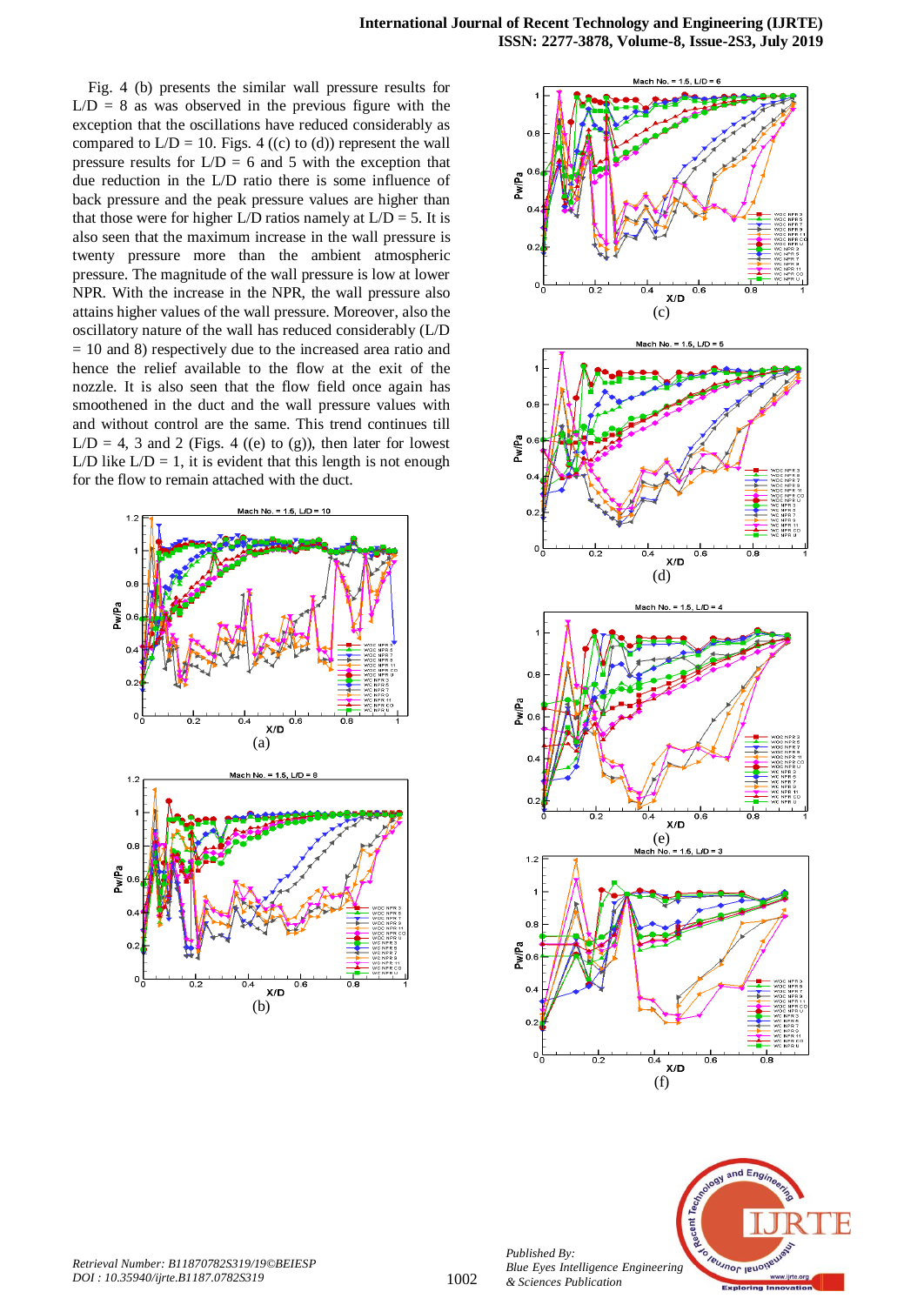Fig. 4 (b) presents the similar wall pressure results for L/D = 8 as was observed in the previous figure with the exception that the oscillations have reduced considerably as compared to L/D = 10. Figs. 4 ((c) to (d)) represent the wall pressure results for L/D = 6 and 5 with the exception that due reduction in the L/D ratio there is some influence of back pressure and the peak pressure values are higher than that those were for higher L/D ratios namely at L/D = 5. It is also seen that the maximum increase in the wall pressure is twenty pressure more than the ambient atmospheric pressure. The magnitude of the wall pressure is low at lower NPR. With the increase in the NPR, the wall pressure also attains higher values of the wall pressure. Moreover, also the oscillatory nature of the wall has reduced considerably (L/D = 10 and 8) respectively due to the increased area ratio and hence the relief available to the flow at the exit of the nozzle. It is also seen that the flow field once again has smoothened in the duct and the wall pressure values with and without control are the same. This trend continues till L/D = 4, 3 and 2 (Figs. 4 ((e) to (g)), then later for lowest L/D like L/D = 1, it is evident that this length is not enough for the flow to remain attached with the duct.

(a)

(b)

(c)

(d)

(e)

(f)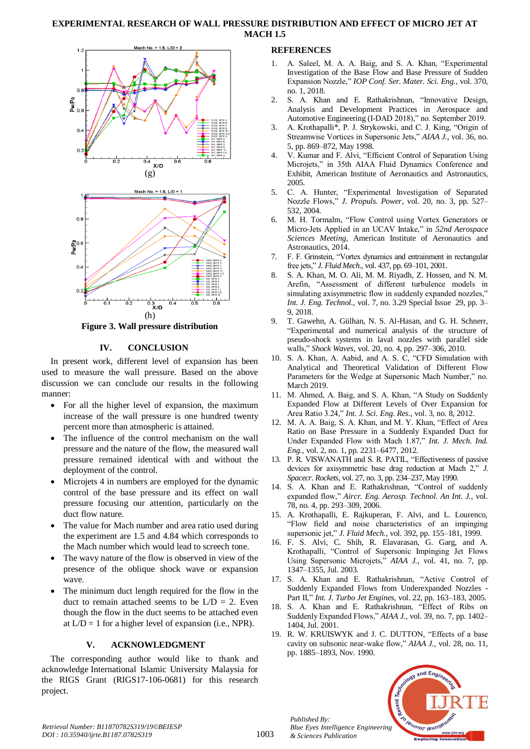Mach No. = 1.5, L/D = 2

Pw/Pa

X/D

(g)

Mach No. = 1.5, L/D = 1

Pw/Pa

X/D

(h)

**Figure 3. Wall pressure distribution**

## IV. CONCLUSION

In present work, different level of expansion has been used to measure the wall pressure. Based on the above discussion we can conclude our results in the following manner:

- For all the higher level of expansion, the maximum increase of the wall pressure is one hundred twenty percent more than atmospheric is attained.
- The influence of the control mechanism on the wall pressure and the nature of the flow, the measured wall pressure remained identical with and without the deployment of the control.
- Microjets 4 in numbers are employed for the dynamic control of the base pressure and its effect on wall pressure focusing our attention, particularly on the duct flow nature.
- The value for Mach number and area ratio used during the experiment are 1.5 and 4.84 which corresponds to the Mach number which would lead to screech tone.
- The wavy nature of the flow is observed in view of the presence of the oblique shock wave or expansion wave.
- The minimum duct length required for the flow in the duct to remain attached seems to be L/D = 2. Even though the flow in the duct seems to be attached even at L/D = 1 for a higher level of expansion (i.e., NPR).

## V. ACKNOWLEDGMENT

The corresponding author would like to thank and acknowledge International Islamic University Malaysia for the RIGS Grant (RIGS17-106-0681) for this research project.

## REFERENCES

1. A. Saleel, M. A. A. Baig, and S. A. Khan, "Experimental Investigation of the Base Flow and Base Pressure of Sudden Expansion Nozzle," *IOP Conf. Ser. Mater. Sci. Eng.*, vol. 370, no. 1, 2018.
2. S. A. Khan and E. Rathakrishnan, "Innovative Design, Analysis and Development Practices in Aerospace and Automotive Engineering (I-DAD 2018)," no. September 2019.
3. A. Krothapalli*, P. J. Strykowski, and C. J. King, "Origin of Streamwise Vortices in Supersonic Jets," *AIAA J.*, vol. 36, no. 5, pp. 869–872, May 1998.
4. V. Kumar and F. Alvi, "Efficient Control of Separation Using Microjets," in 35th AIAA Fluid Dynamics Conference and Exhibit, American Institute of Aeronautics and Astronautics, 2005.
5. C. A. Hunter, "Experimental Investigation of Separated Nozzle Flows," *J. Propuls. Power*, vol. 20, no. 3, pp. 527–532, 2004.
6. M. H. Tormalm, "Flow Control using Vortex Generators or Micro-Jets Applied in an UCAV Intake," in *52nd Aerospace Sciences Meeting*, American Institute of Aeronautics and Astronautics, 2014.
7. F. F. Grinstein, "Vortex dynamics and entrainment in rectangular free jets," *J. Fluid Mech.*, vol. 437, pp. 69–101, 2001.
8. S. A. Khan, M. O. Ali, M. M. Riyadh, Z. Hossen, and N. M. Arefin, "Assessment of different turbulence models in simulating axisymmetric flow in suddenly expanded nozzles," *Int. J. Eng. Technol.*, vol. 7, no. 3.29 Special Issue 29, pp. 3–9, 2018.
9. T. Gawehn, A. Gülhan, N. S. Al-Hasan, and G. H. Schnerr, "Experimental and numerical analysis of the structure of pseudo-shock systems in laval nozzles with parallel side walls," *Shock Waves*, vol. 20, no. 4, pp. 297–306, 2010.
10. S. A. Khan, A. Aabid, and A. S. C, "CFD Simulation with Analytical and Theoretical Validation of Different Flow Parameters for the Wedge at Supersonic Mach Number," no. March 2019.
11. M. Ahmed, A. Baig, and S. A. Khan, "A Study on Suddenly Expanded Flow at Different Levels of Over Expansion for Area Ratio 3.24," *Int. J. Sci. Eng. Res.*, vol. 3, no. 8, 2012.
12. M. A. A. Baig, S. A. Khan, and M. Y. Khan, "Effect of Area Ratio on Base Pressure in a Suddenly Expanded Duct for Under Expanded Flow with Mach 1.87," *Int. J. Mech. Ind. Eng.*, vol. 2, no. 1, pp. 2231–6477, 2012.
13. P. R. VISWANATH and S. R. PATIL, "Effectiveness of passive devices for axisymmetric base drag reduction at Mach 2," *J. Spacecr. Rockets*, vol. 27, no. 3, pp. 234–237, May 1990.
14. S. A. Khan and E. Rathakrishnan, "Control of suddenly expanded flow," *Aircr. Eng. Aerosp. Technol. An Int. J.*, vol. 78, no. 4, pp. 293–309, 2006.
15. A. Krothapalli, E. Rajkuperan, F. Alvi, and L. Lourenco, "Flow field and noise characteristics of an impinging supersonic jet," *J. Fluid Mech.*, vol. 392, pp. 155–181, 1999.
16. F. S. Alvi, C. Shih, R. Elavarasan, G. Garg, and A. Krothapalli, "Control of Supersonic Impinging Jet Flows Using Supersonic Microjets," *AIAA J.*, vol. 41, no. 7, pp. 1347–1355, Jul. 2003.
17. S. A. Khan and E. Rathakrishnan, "Active Control of Suddenly Expanded Flows from Underexpanded Nozzles - Part II," *Int. J. Turbo Jet Engines*, vol. 22, pp. 163–183, 2005.
18. S. A. Khan and E. Rathakrishnan, "Effect of Ribs on Suddenly Expanded Flows," *AIAA J.*, vol. 39, no. 7, pp. 1402–1404, Jul. 2001.
19. R. W. KRUISWYK and J. C. DUTTON, "Effects of a base cavity on subsonic near-wake flow," *AIAA J.*, vol. 28, no. 11, pp. 1885–1893, Nov. 1990.